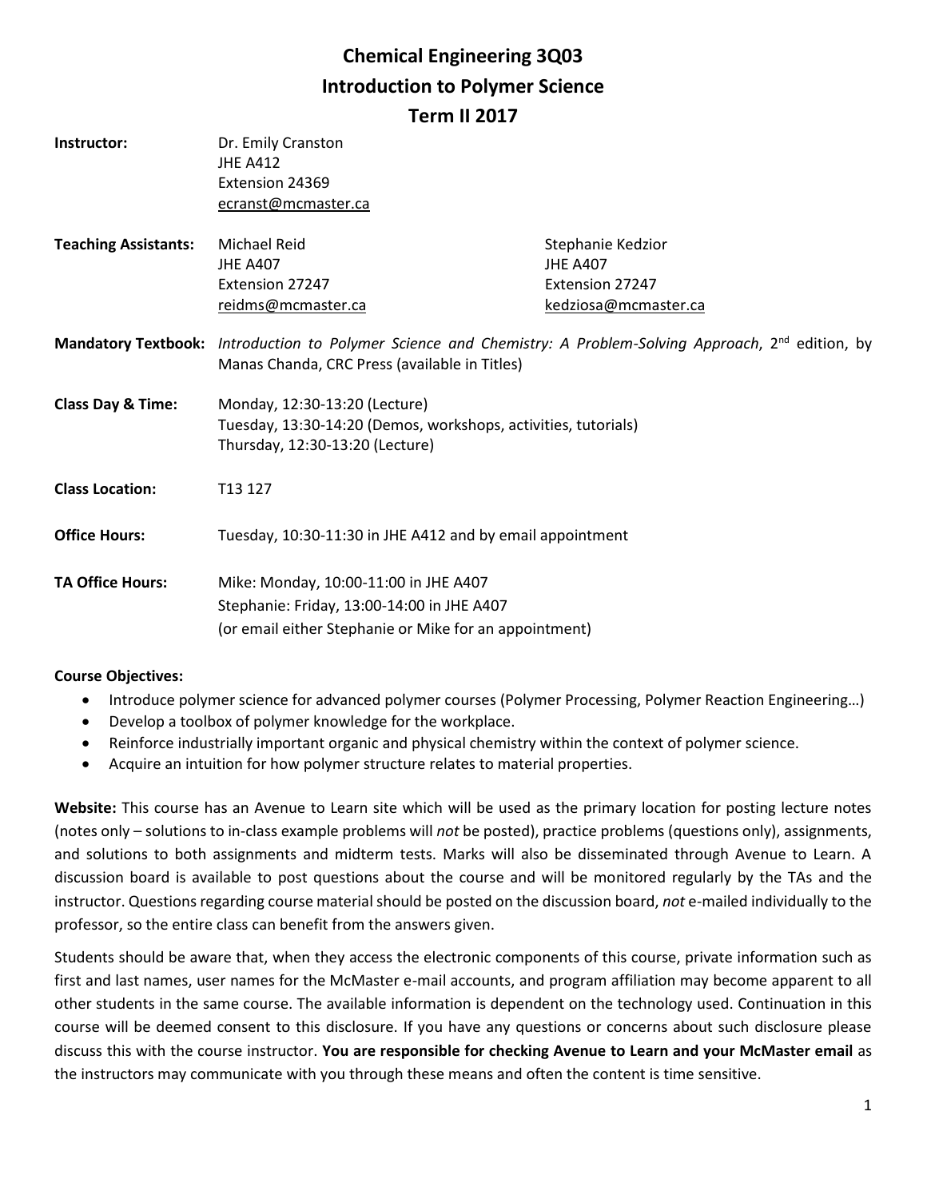# Chemical Engineering 3Q03
# Introduction to Polymer Science
# Term II 2017

**Instructor:** Dr. Emily Cranston
JHE A412
Extension 24369
ecranst@mcmaster.ca

**Teaching Assistants:**

Michael Reid
JHE A407
Extension 27247
reidms@mcmaster.ca

Stephanie Kedzior
JHE A407
Extension 27247
kedziosa@mcmaster.ca

**Mandatory Textbook:** *Introduction to Polymer Science and Chemistry: A Problem-Solving Approach*, 2nd edition, by Manas Chanda, CRC Press (available in Titles)

**Class Day & Time:**
Monday, 12:30-13:20 (Lecture)
Tuesday, 13:30-14:20 (Demos, workshops, activities, tutorials)
Thursday, 12:30-13:20 (Lecture)

**Class Location:** T13 127

**Office Hours:** Tuesday, 10:30-11:30 in JHE A412 and by email appointment

**TA Office Hours:**
Mike: Monday, 10:00-11:00 in JHE A407
Stephanie: Friday, 13:00-14:00 in JHE A407
(or email either Stephanie or Mike for an appointment)

**Course Objectives:**

- Introduce polymer science for advanced polymer courses (Polymer Processing, Polymer Reaction Engineering…)
- Develop a toolbox of polymer knowledge for the workplace.
- Reinforce industrially important organic and physical chemistry within the context of polymer science.
- Acquire an intuition for how polymer structure relates to material properties.

**Website:** This course has an Avenue to Learn site which will be used as the primary location for posting lecture notes (notes only – solutions to in-class example problems will *not* be posted), practice problems (questions only), assignments, and solutions to both assignments and midterm tests. Marks will also be disseminated through Avenue to Learn. A discussion board is available to post questions about the course and will be monitored regularly by the TAs and the instructor. Questions regarding course material should be posted on the discussion board, *not* e-mailed individually to the professor, so the entire class can benefit from the answers given.

Students should be aware that, when they access the electronic components of this course, private information such as first and last names, user names for the McMaster e-mail accounts, and program affiliation may become apparent to all other students in the same course. The available information is dependent on the technology used. Continuation in this course will be deemed consent to this disclosure. If you have any questions or concerns about such disclosure please discuss this with the course instructor. **You are responsible for checking Avenue to Learn and your McMaster email** as the instructors may communicate with you through these means and often the content is time sensitive.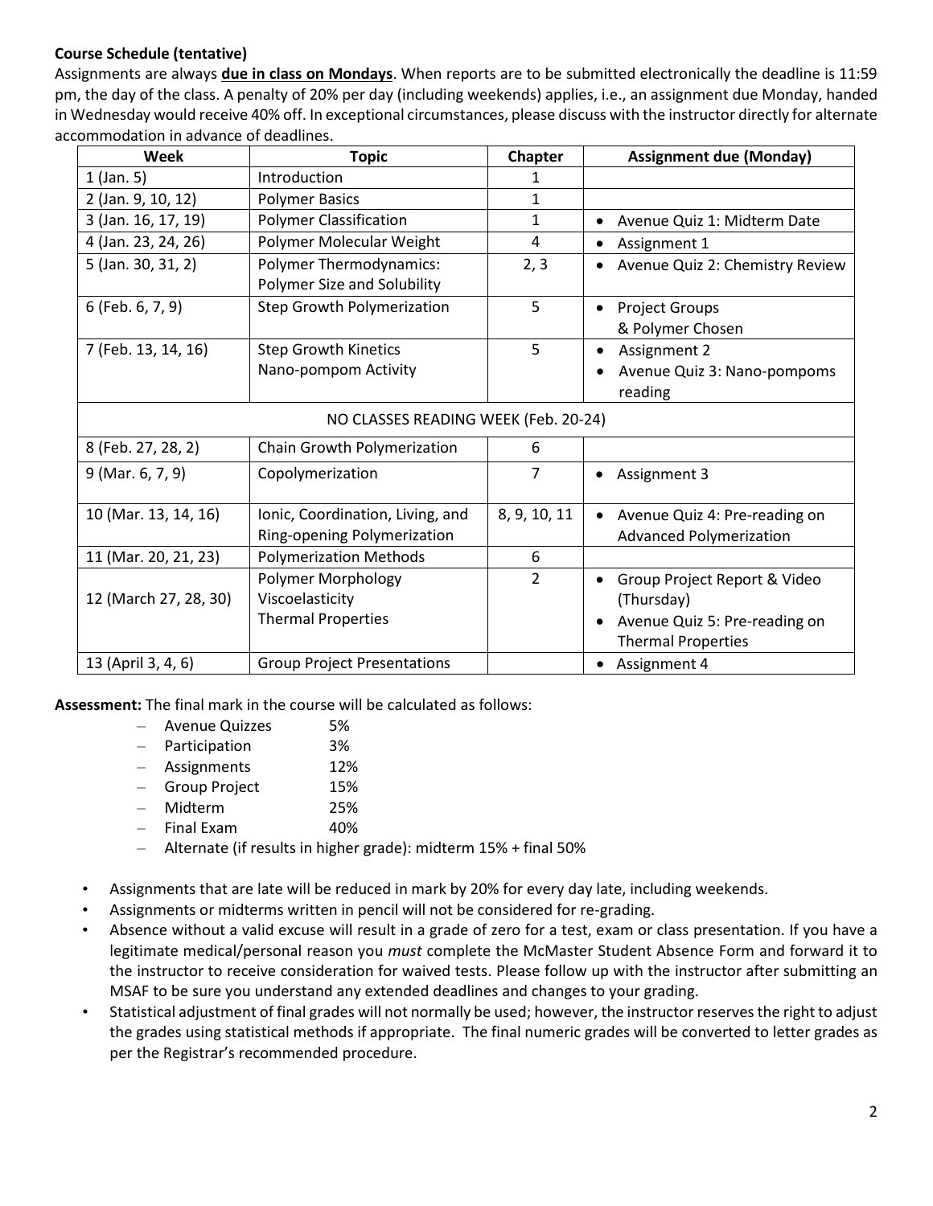**Course Schedule (tentative)**

Assignments are always **due in class on Mondays**. When reports are to be submitted electronically the deadline is 11:59 pm, the day of the class. A penalty of 20% per day (including weekends) applies, i.e., an assignment due Monday, handed in Wednesday would receive 40% off. In exceptional circumstances, please discuss with the instructor directly for alternate accommodation in advance of deadlines.

| Week | Topic | Chapter | Assignment due (Monday) |
|---|---|---|---|
| 1 (Jan. 5) | Introduction | 1 | |
| 2 (Jan. 9, 10, 12) | Polymer Basics | 1 | |
| 3 (Jan. 16, 17, 19) | Polymer Classification | 1 | • Avenue Quiz 1: Midterm Date |
| 4 (Jan. 23, 24, 26) | Polymer Molecular Weight | 4 | • Assignment 1 |
| 5 (Jan. 30, 31, 2) | Polymer Thermodynamics: Polymer Size and Solubility | 2, 3 | • Avenue Quiz 2: Chemistry Review |
| 6 (Feb. 6, 7, 9) | Step Growth Polymerization | 5 | • Project Groups & Polymer Chosen |
| 7 (Feb. 13, 14, 16) | Step Growth Kinetics<br>Nano-pompom Activity | 5 | • Assignment 2<br>• Avenue Quiz 3: Nano-pompoms reading |
| NO CLASSES READING WEEK (Feb. 20-24) | | | |
| 8 (Feb. 27, 28, 2) | Chain Growth Polymerization | 6 | |
| 9 (Mar. 6, 7, 9) | Copolymerization | 7 | • Assignment 3 |
| 10 (Mar. 13, 14, 16) | Ionic, Coordination, Living, and Ring-opening Polymerization | 8, 9, 10, 11 | • Avenue Quiz 4: Pre-reading on Advanced Polymerization |
| 11 (Mar. 20, 21, 23) | Polymerization Methods | 6 | |
| 12 (March 27, 28, 30) | Polymer Morphology<br>Viscoelasticity<br>Thermal Properties | 2 | • Group Project Report & Video (Thursday)<br>• Avenue Quiz 5: Pre-reading on Thermal Properties |
| 13 (April 3, 4, 6) | Group Project Presentations | | • Assignment 4 |

**Assessment:** The final mark in the course will be calculated as follows:

- Avenue Quizzes 5%
- Participation 3%
- Assignments 12%
- Group Project 15%
- Midterm 25%
- Final Exam 40%
- Alternate (if results in higher grade): midterm 15% + final 50%

- Assignments that are late will be reduced in mark by 20% for every day late, including weekends.
- Assignments or midterms written in pencil will not be considered for re-grading.
- Absence without a valid excuse will result in a grade of zero for a test, exam or class presentation. If you have a legitimate medical/personal reason you *must* complete the McMaster Student Absence Form and forward it to the instructor to receive consideration for waived tests. Please follow up with the instructor after submitting an MSAF to be sure you understand any extended deadlines and changes to your grading.
- Statistical adjustment of final grades will not normally be used; however, the instructor reserves the right to adjust the grades using statistical methods if appropriate. The final numeric grades will be converted to letter grades as per the Registrar's recommended procedure.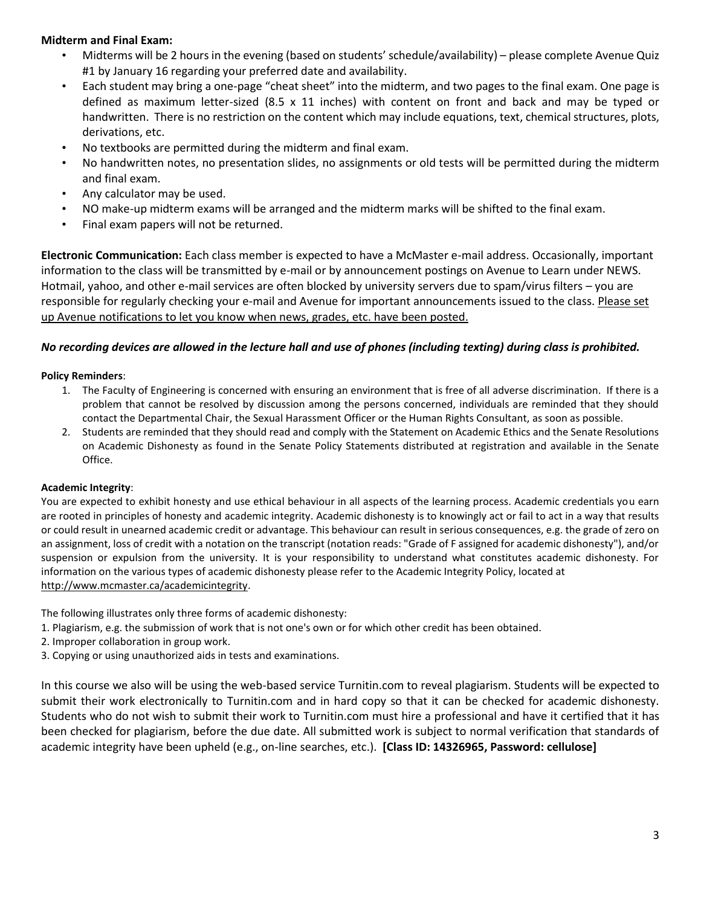**Midterm and Final Exam:**

- Midterms will be 2 hours in the evening (based on students' schedule/availability) – please complete Avenue Quiz #1 by January 16 regarding your preferred date and availability.
- Each student may bring a one-page "cheat sheet" into the midterm, and two pages to the final exam. One page is defined as maximum letter-sized (8.5 x 11 inches) with content on front and back and may be typed or handwritten. There is no restriction on the content which may include equations, text, chemical structures, plots, derivations, etc.
- No textbooks are permitted during the midterm and final exam.
- No handwritten notes, no presentation slides, no assignments or old tests will be permitted during the midterm and final exam.
- Any calculator may be used.
- NO make-up midterm exams will be arranged and the midterm marks will be shifted to the final exam.
- Final exam papers will not be returned.

**Electronic Communication:** Each class member is expected to have a McMaster e-mail address. Occasionally, important information to the class will be transmitted by e-mail or by announcement postings on Avenue to Learn under NEWS. Hotmail, yahoo, and other e-mail services are often blocked by university servers due to spam/virus filters – you are responsible for regularly checking your e-mail and Avenue for important announcements issued to the class. Please set up Avenue notifications to let you know when news, grades, etc. have been posted.

***No recording devices are allowed in the lecture hall and use of phones (including texting) during class is prohibited.***

**Policy Reminders**:

1. The Faculty of Engineering is concerned with ensuring an environment that is free of all adverse discrimination. If there is a problem that cannot be resolved by discussion among the persons concerned, individuals are reminded that they should contact the Departmental Chair, the Sexual Harassment Officer or the Human Rights Consultant, as soon as possible.
2. Students are reminded that they should read and comply with the Statement on Academic Ethics and the Senate Resolutions on Academic Dishonesty as found in the Senate Policy Statements distributed at registration and available in the Senate Office.

**Academic Integrity**:

You are expected to exhibit honesty and use ethical behaviour in all aspects of the learning process. Academic credentials you earn are rooted in principles of honesty and academic integrity. Academic dishonesty is to knowingly act or fail to act in a way that results or could result in unearned academic credit or advantage. This behaviour can result in serious consequences, e.g. the grade of zero on an assignment, loss of credit with a notation on the transcript (notation reads: "Grade of F assigned for academic dishonesty"), and/or suspension or expulsion from the university. It is your responsibility to understand what constitutes academic dishonesty. For information on the various types of academic dishonesty please refer to the Academic Integrity Policy, located at http://www.mcmaster.ca/academicintegrity.

The following illustrates only three forms of academic dishonesty:

1. Plagiarism, e.g. the submission of work that is not one's own or for which other credit has been obtained.
2. Improper collaboration in group work.
3. Copying or using unauthorized aids in tests and examinations.

In this course we also will be using the web-based service Turnitin.com to reveal plagiarism. Students will be expected to submit their work electronically to Turnitin.com and in hard copy so that it can be checked for academic dishonesty. Students who do not wish to submit their work to Turnitin.com must hire a professional and have it certified that it has been checked for plagiarism, before the due date. All submitted work is subject to normal verification that standards of academic integrity have been upheld (e.g., on-line searches, etc.). **[Class ID: 14326965, Password: cellulose]**